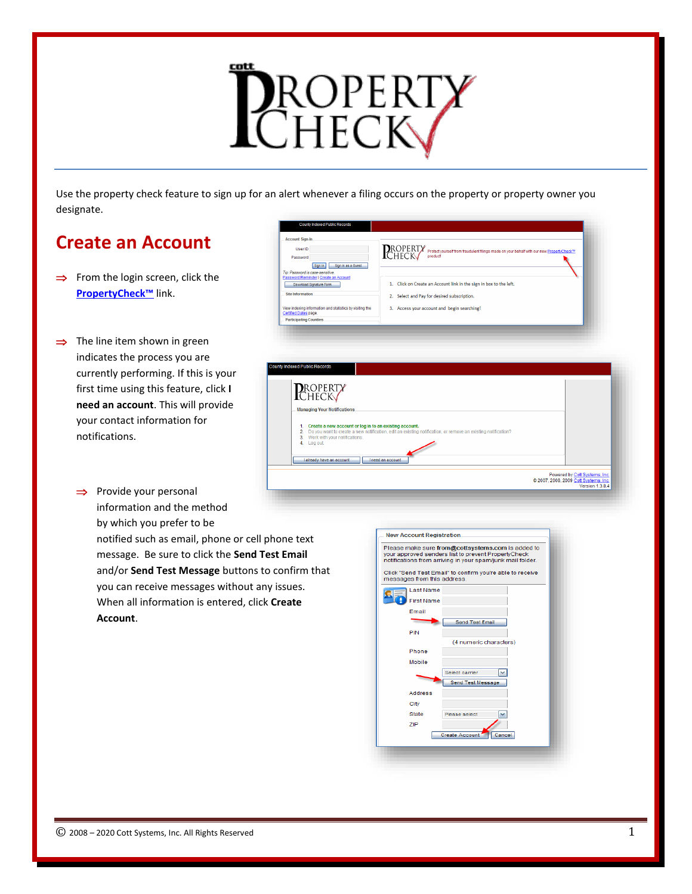# PropertyCheck

Use the property check feature to sign up for an alert whenever a filing occurs on the property or property owner you designate.

## Create an Account

⇒ From the login screen, click the **PropertyCheck™** link.

⇒ The line item shown in green indicates the process you are currently performing. If this is your first time using this feature, click **I need an account**. This will provide your contact information for notifications.

⇒ Provide your personal information and the method by which you prefer to be notified such as email, phone or cell phone text message. Be sure to click the **Send Test Email** and/or **Send Test Message** buttons to confirm that you can receive messages without any issues. When all information is entered, click **Create Account**.

© 2008 – 2020 Cott Systems, Inc. All Rights Reserved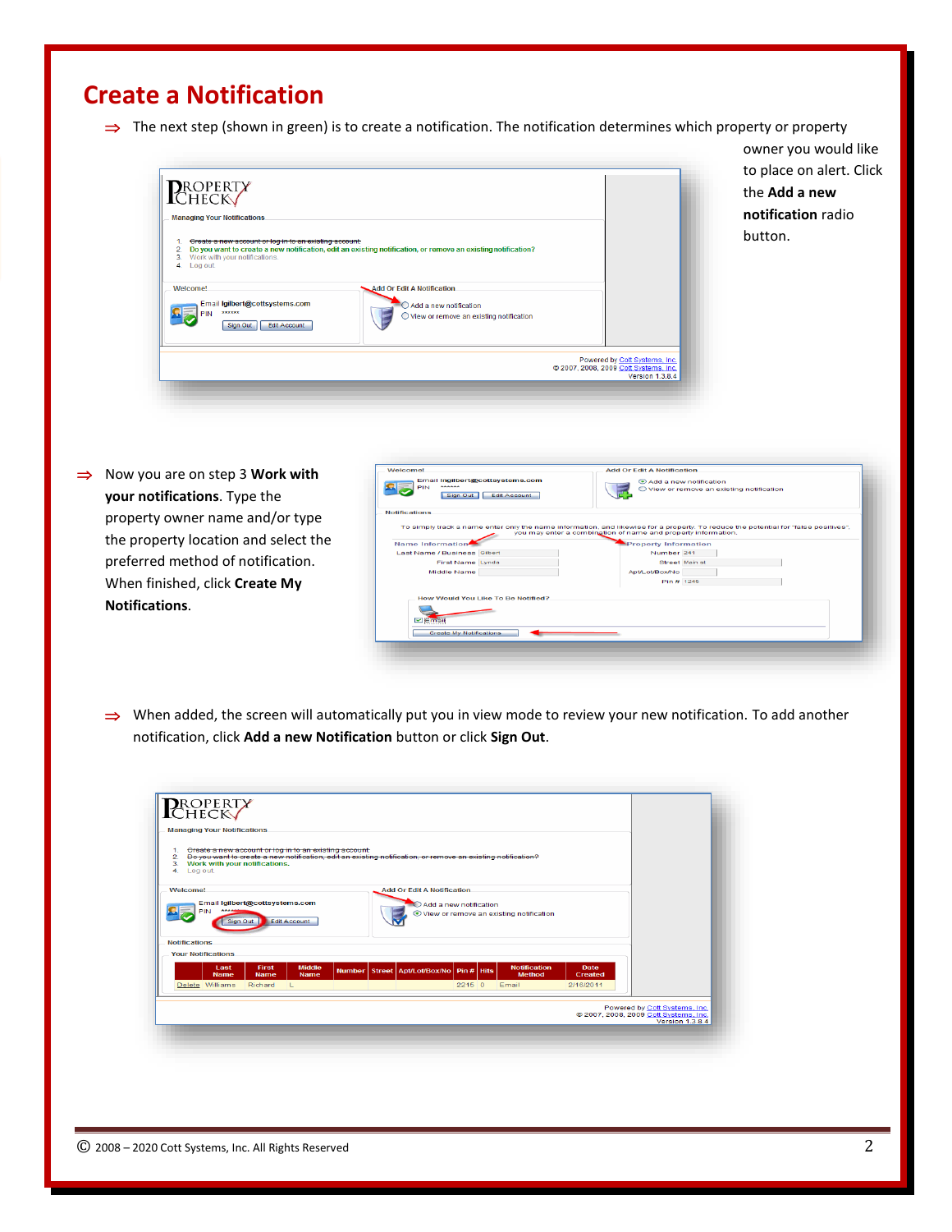# Create a Notification

⇒ The next step (shown in green) is to create a notification. The notification determines which property or property owner you would like to place on alert. Click the **Add a new notification** radio button.

⇒ Now you are on step 3 **Work with your notifications**. Type the property owner name and/or type the property location and select the preferred method of notification. When finished, click **Create My Notifications**.

⇒ When added, the screen will automatically put you in view mode to review your new notification. To add another notification, click **Add a new Notification** button or click **Sign Out**.

© 2008 – 2020 Cott Systems, Inc. All Rights Reserved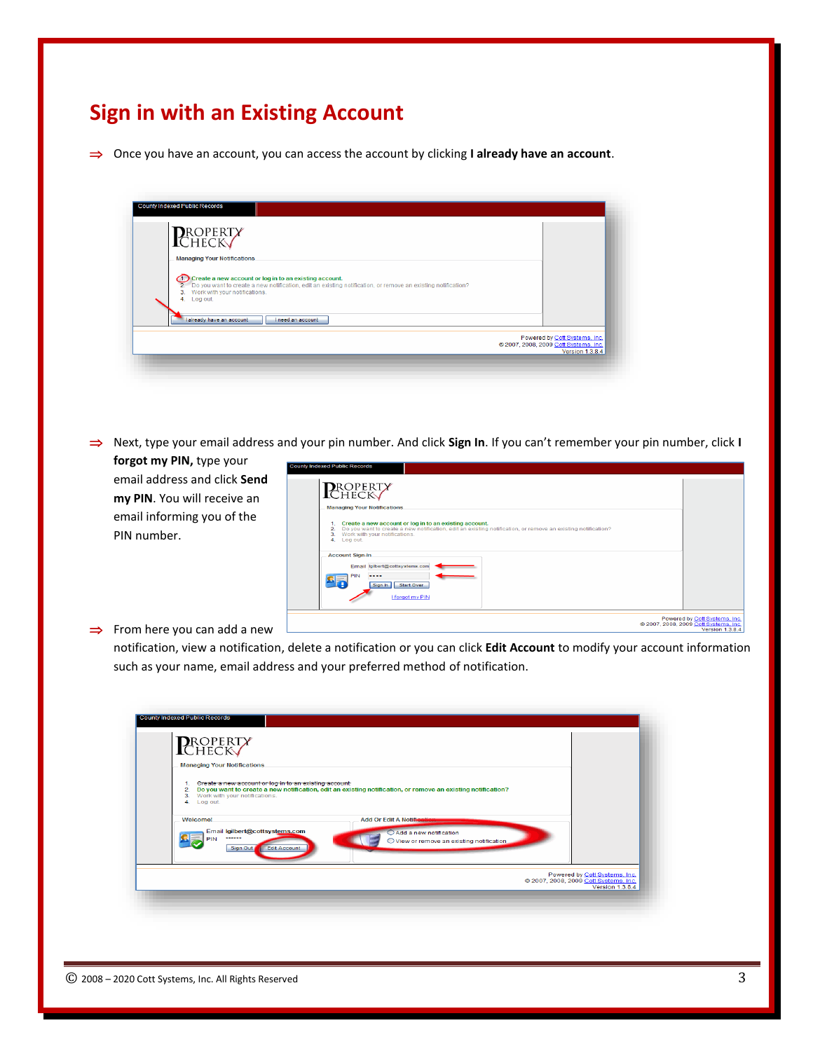# Sign in with an Existing Account

⇒ Once you have an account, you can access the account by clicking **I already have an account**.

⇒ Next, type your email address and your pin number. And click **Sign In**. If you can't remember your pin number, click **I forgot my PIN,** type your email address and click **Send my PIN**. You will receive an email informing you of the PIN number.

⇒ From here you can add a new notification, view a notification, delete a notification or you can click **Edit Account** to modify your account information such as your name, email address and your preferred method of notification.

© 2008 – 2020 Cott Systems, Inc. All Rights Reserved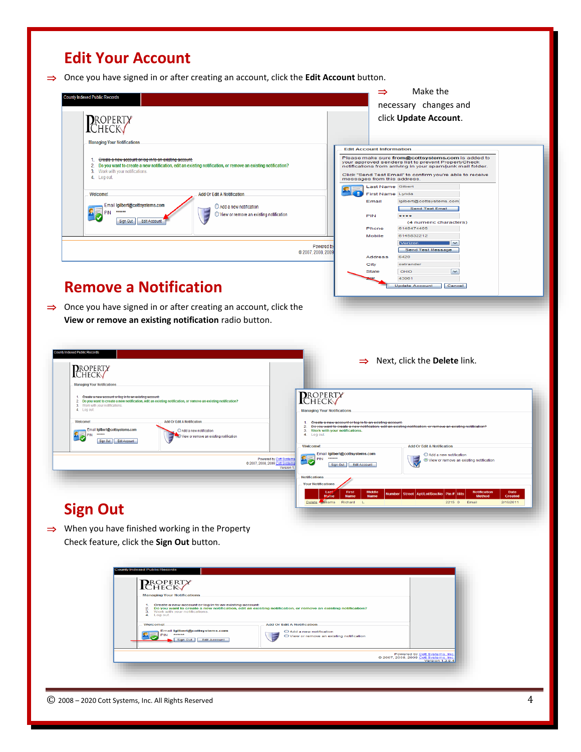## Edit Your Account

⇒ Once you have signed in or after creating an account, click the **Edit Account** button.

⇒ Make the necessary changes and click **Update Account**.

## Remove a Notification

⇒ Once you have signed in or after creating an account, click the **View or remove an existing notification** radio button.

⇒ Next, click the **Delete** link.

## Sign Out

⇒ When you have finished working in the Property Check feature, click the **Sign Out** button.

© 2008 – 2020 Cott Systems, Inc. All Rights Reserved